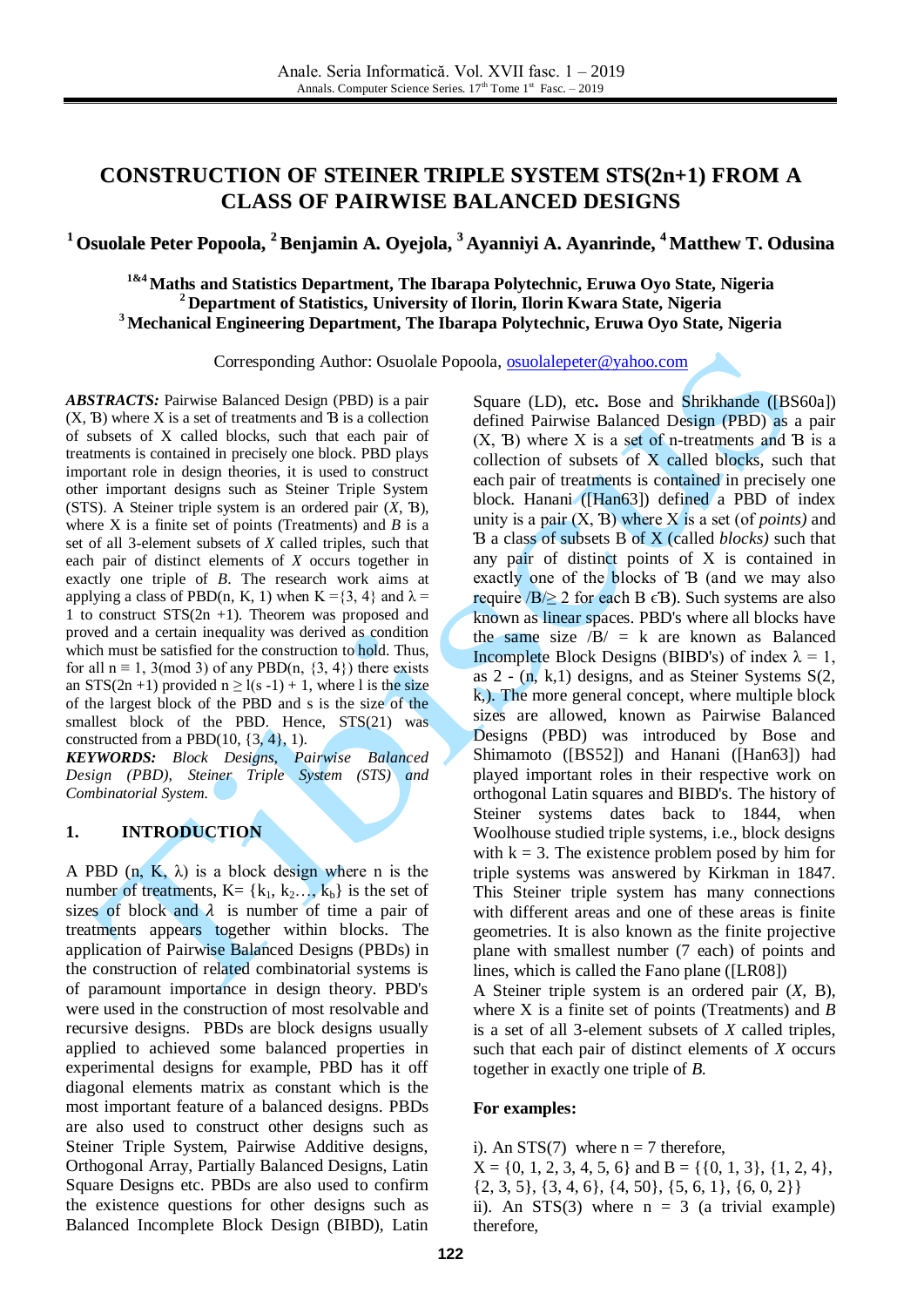# CONSTRUCTION OF STEINER TRIPLE SYSTEM STS(2n+1) FROM A CLASS OF PAIRWISE BALANCED DESIGNS

**[1] Osuolale Peter Popoola, [2] Benjamin A. Oyejola, [3] Ayanniyi A. Ayanrinde, [4] Matthew T. Odusina**

**[1&4] Maths and Statistics Department, The Ibarapa Polytechnic, Eruwa Oyo State, Nigeria**
**[2] Department of Statistics, University of Ilorin, Ilorin Kwara State, Nigeria**
**[3] Mechanical Engineering Department, The Ibarapa Polytechnic, Eruwa Oyo State, Nigeria**

Corresponding Author: Osuolale Popoola, osuolalepeter@yahoo.com

***ABSTRACTS:*** Pairwise Balanced Design (PBD) is a pair (X, Ɓ) where X is a set of treatments and Ɓ is a collection of subsets of X called blocks, such that each pair of treatments is contained in precisely one block. PBD plays important role in design theories, it is used to construct other important designs such as Steiner Triple System (STS). A Steiner triple system is an ordered pair (*X*, Ɓ), where X is a finite set of points (Treatments) and *B* is a set of all 3-element subsets of *X* called triples, such that each pair of distinct elements of *X* occurs together in exactly one triple of *B*. The research work aims at applying a class of PBD(n, K, 1) when K ={3, 4} and $\lambda$ = 1 to construct STS(2n +1). Theorem was proposed and proved and a certain inequality was derived as condition which must be satisfied for the construction to hold. Thus, for all n ≡ 1, 3(mod 3) of any PBD(n, {3, 4}) there exists an STS(2n +1) provided n ≥ l(s -1) + 1, where l is the size of the largest block of the PBD and s is the size of the smallest block of the PBD. Hence, STS(21) was constructed from a PBD(10, {3, 4}, 1).

***KEYWORDS:*** *Block Designs, Pairwise Balanced Design (PBD), Steiner Triple System (STS) and Combinatorial System.*

## 1. INTRODUCTION

A PBD (n, K, $\lambda$) is a block design where n is the number of treatments, K= {$k_1$, $k_2$…, $k_b$} is the set of sizes of block and $\lambda$ is number of time a pair of treatments appears together within blocks. The application of Pairwise Balanced Designs (PBDs) in the construction of related combinatorial systems is of paramount importance in design theory. PBD's were used in the construction of most resolvable and recursive designs. PBDs are block designs usually applied to achieved some balanced properties in experimental designs for example, PBD has it off diagonal elements matrix as constant which is the most important feature of a balanced designs. PBDs are also used to construct other designs such as Steiner Triple System, Pairwise Additive designs, Orthogonal Array, Partially Balanced Designs, Latin Square Designs etc. PBDs are also used to confirm the existence questions for other designs such as Balanced Incomplete Block Design (BIBD), Latin Square (LD), etc**.** Bose and Shrikhande ([BS60a]) defined Pairwise Balanced Design (PBD) as a pair (X, Ɓ) where X is a set of n-treatments and Ɓ is a collection of subsets of X called blocks, such that each pair of treatments is contained in precisely one block. Hanani ([Han63]) defined a PBD of index unity is a pair (X, Ɓ) where X is a set (of *points)* and Ɓ a class of subsets B of X (called *blocks)* such that any pair of distinct points of X is contained in exactly one of the blocks of Ɓ (and we may also require /B/≥ 2 for each B ϵƁ). Such systems are also known as linear spaces. PBD's where all blocks have the same size /B/ = k are known as Balanced Incomplete Block Designs (BIBD's) of index λ = 1, as 2 - (n, k,1) designs, and as Steiner Systems S(2, k,). The more general concept, where multiple block sizes are allowed, known as Pairwise Balanced Designs (PBD) was introduced by Bose and Shimamoto ([BS52]) and Hanani ([Han63]) had played important roles in their respective work on orthogonal Latin squares and BIBD's. The history of Steiner systems dates back to 1844, when Woolhouse studied triple systems, i.e., block designs with k = 3. The existence problem posed by him for triple systems was answered by Kirkman in 1847. This Steiner triple system has many connections with different areas and one of these areas is finite geometries. It is also known as the finite projective plane with smallest number (7 each) of points and lines, which is called the Fano plane ([LR08])

A Steiner triple system is an ordered pair (*X*, B), where X is a finite set of points (Treatments) and *B* is a set of all 3-element subsets of *X* called triples, such that each pair of distinct elements of *X* occurs together in exactly one triple of *B.*

**For examples:**

i). An STS(7) where n = 7 therefore,
X = {0, 1, 2, 3, 4, 5, 6} and B = {{0, 1, 3}, {1, 2, 4}, {2, 3, 5}, {3, 4, 6}, {4, 50}, {5, 6, 1}, {6, 0, 2}}
ii). An STS(3) where n = 3 (a trivial example) therefore,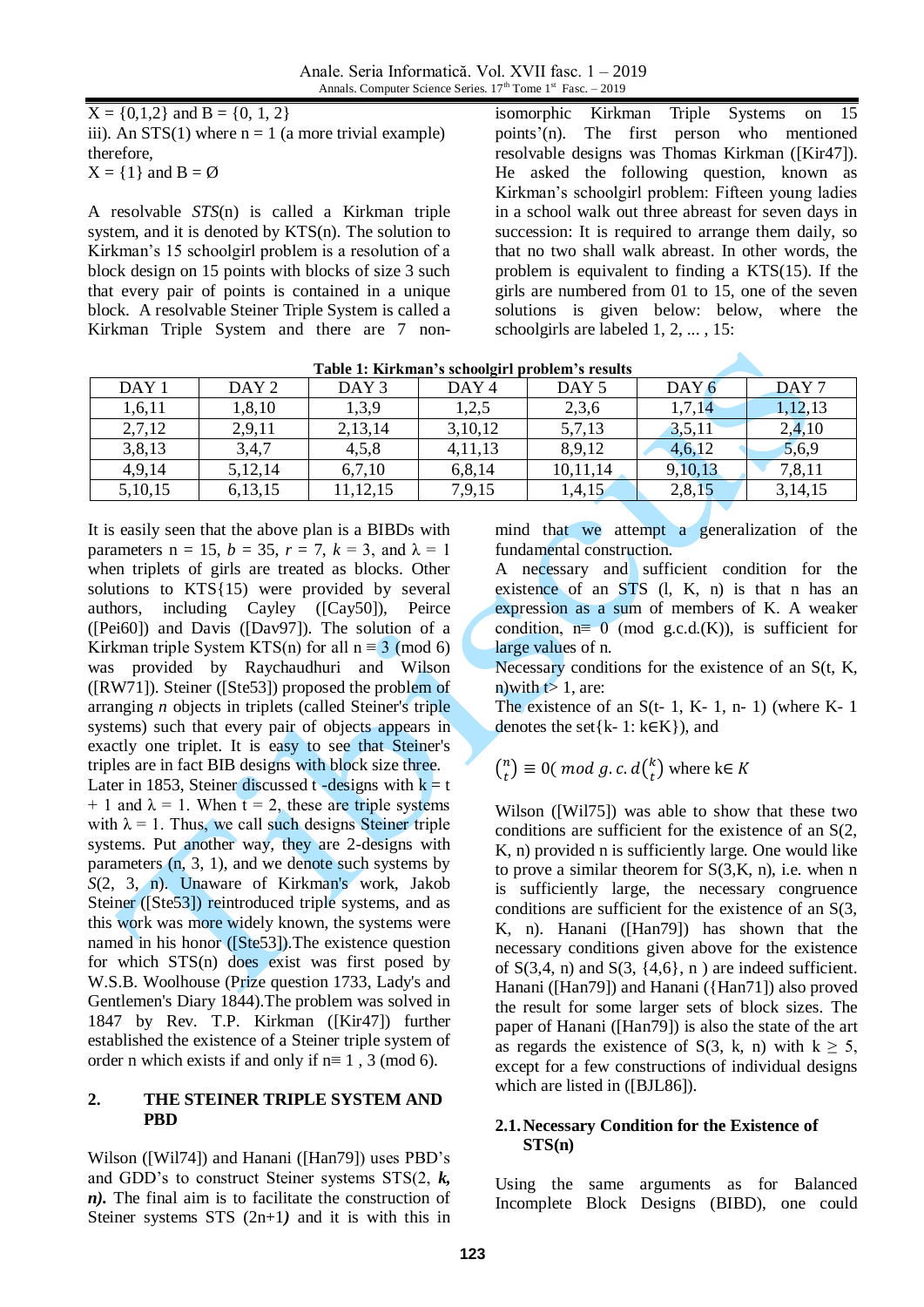X = {0,1,2} and B = {0, 1, 2}

iii). An STS(1) where n = 1 (a more trivial example) therefore,

X = {1} and B = Ø

A resolvable *STS*(n) is called a Kirkman triple system, and it is denoted by KTS(n). The solution to Kirkman's 15 schoolgirl problem is a resolution of a block design on 15 points with blocks of size 3 such that every pair of points is contained in a unique block. A resolvable Steiner Triple System is called a Kirkman Triple System and there are 7 non-isomorphic Kirkman Triple Systems on 15 points'(n). The first person who mentioned resolvable designs was Thomas Kirkman ([Kir47]). He asked the following question, known as Kirkman's schoolgirl problem: Fifteen young ladies in a school walk out three abreast for seven days in succession: It is required to arrange them daily, so that no two shall walk abreast. In other words, the problem is equivalent to finding a KTS(15). If the girls are numbered from 01 to 15, one of the seven solutions is given below: below, where the schoolgirls are labeled 1, 2, ... , 15:

**Table 1: Kirkman's schoolgirl problem's results**

| DAY 1 | DAY 2 | DAY 3 | DAY 4 | DAY 5 | DAY 6 | DAY 7 |
|---|---|---|---|---|---|---|
| 1,6,11 | 1,8,10 | 1,3,9 | 1,2,5 | 2,3,6 | 1,7,14 | 1,12,13 |
| 2,7,12 | 2,9,11 | 2,13,14 | 3,10,12 | 5,7,13 | 3,5,11 | 2,4,10 |
| 3,8,13 | 3,4,7 | 4,5,8 | 4,11,13 | 8,9,12 | 4,6,12 | 5,6,9 |
| 4,9,14 | 5,12,14 | 6,7,10 | 6,8,14 | 10,11,14 | 9,10,13 | 7,8,11 |
| 5,10,15 | 6,13,15 | 11,12,15 | 7,9,15 | 1,4,15 | 2,8,15 | 3,14,15 |

It is easily seen that the above plan is a BIBDs with parameters n = 15, $b$ = 35, $r$ = 7, $k$ = 3, and λ = 1 when triplets of girls are treated as blocks. Other solutions to KTS{15) were provided by several authors, including Cayley ([Cay50]), Peirce ([Pei60]) and Davis ([Dav97]). The solution of a Kirkman triple System KTS(n) for all n ≡ 3 (mod 6) was provided by Raychaudhuri and Wilson ([RW71]). Steiner ([Ste53]) proposed the problem of arranging *n* objects in triplets (called Steiner's triple systems) such that every pair of objects appears in exactly one triplet. It is easy to see that Steiner's triples are in fact BIB designs with block size three. Later in 1853, Steiner discussed t -designs with k = t + 1 and λ = 1. When t = 2, these are triple systems with λ = 1. Thus, we call such designs Steiner triple systems. Put another way, they are 2-designs with parameters (n, 3, 1), and we denote such systems by *S*(2, 3, n). Unaware of Kirkman's work, Jakob Steiner ([Ste53]) reintroduced triple systems, and as this work was more widely known, the systems were named in his honor ([Ste53]).The existence question for which STS(n) does exist was first posed by W.S.B. Woolhouse (Prize question 1733, Lady's and Gentlemen's Diary 1844).The problem was solved in 1847 by Rev. T.P. Kirkman ([Kir47]) further established the existence of a Steiner triple system of order n which exists if and only if n≡ 1 , 3 (mod 6).

## 2. THE STEINER TRIPLE SYSTEM AND PBD

Wilson ([Wil74]) and Hanani ([Han79]) uses PBD's and GDD's to construct Steiner systems STS(2, ***k*, *n*)**. The final aim is to facilitate the construction of Steiner systems STS (2n+1***)*** and it is with this in mind that we attempt a generalization of the fundamental construction.

A necessary and sufficient condition for the existence of an STS (l, K, n) is that n has an expression as a sum of members of K. A weaker condition, n≡ 0 (mod g.c.d.(K)), is sufficient for large values of n.

Necessary conditions for the existence of an S(t, K, n)with t> 1, are:

The existence of an S(t- 1, K- 1, n- 1) (where K- 1 denotes the set{k- 1: k∈K}), and

$\binom{n}{t} \equiv 0( mod\ g.c.d \binom{k}{t})$ where k∈ $K$

Wilson ([Wil75]) was able to show that these two conditions are sufficient for the existence of an S(2, K, n) provided n is sufficiently large. One would like to prove a similar theorem for S(3,K, n), i.e. when n is sufficiently large, the necessary congruence conditions are sufficient for the existence of an S(3, K, n). Hanani ([Han79]) has shown that the necessary conditions given above for the existence of S(3,4, n) and S(3, {4,6}, n ) are indeed sufficient. Hanani ([Han79]) and Hanani ({Han71]) also proved the result for some larger sets of block sizes. The paper of Hanani ([Han79]) is also the state of the art as regards the existence of S(3, k, n) with k ≥ 5, except for a few constructions of individual designs which are listed in ([BJL86]).

### 2.1. Necessary Condition for the Existence of STS(n)

Using the same arguments as for Balanced Incomplete Block Designs (BIBD), one could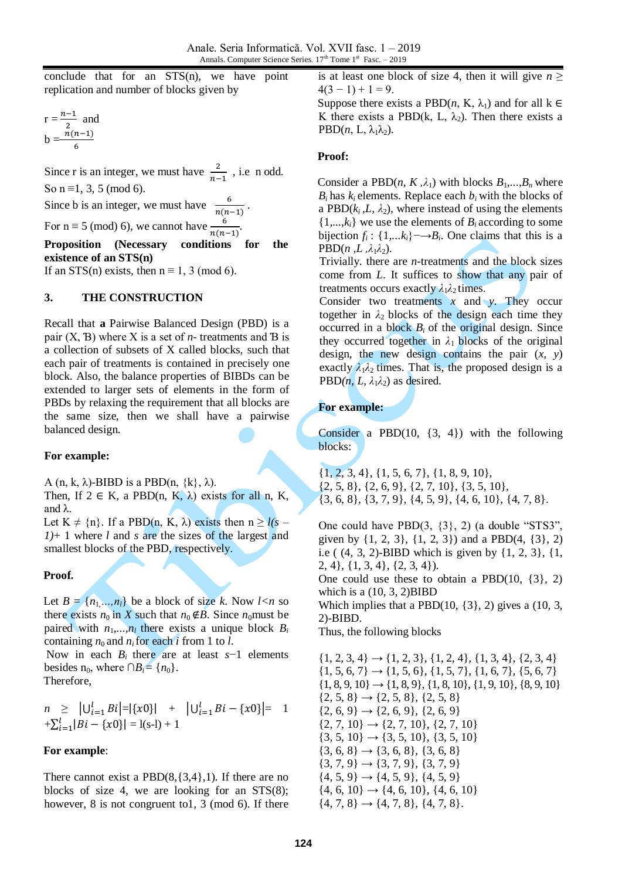conclude that for an STS(n), we have point replication and number of blocks given by

$r = \frac{n-1}{2}$ and

$b = \frac{n(n-1)}{6}$

Since r is an integer, we must have $\frac{2}{n-1}$ , i.e n odd.

So n ≡1, 3, 5 (mod 6).

Since b is an integer, we must have $\frac{6}{n(n-1)}$.

For n ≡ 5 (mod) 6), we cannot have $\frac{6}{n(n-1)}$.

**Proposition (Necessary conditions for the existence of an STS(n)**

If an STS(n) exists, then n ≡ 1, 3 (mod 6).

## 3. THE CONSTRUCTION

Recall that **a** Pairwise Balanced Design (PBD) is a pair (X, Ɓ) where X is a set of *n*- treatments and Ɓ is a collection of subsets of X called blocks, such that each pair of treatments is contained in precisely one block. Also, the balance properties of BIBDs can be extended to larger sets of elements in the form of PBDs by relaxing the requirement that all blocks are the same size, then we shall have a pairwise balanced design.

**For example:**

A (n, k, λ)-BIBD is a PBD(n, {k}, λ).

Then, If 2 ∈ K, a PBD(n, K, λ) exists for all n, K, and λ.

Let K ≠ {n}. If a PBD(n, K, λ) exists then $n \geq l(s-1)+1$ where *l* and *s* are the sizes of the largest and smallest blocks of the PBD, respectively.

**Proof.**

Let $B = \{n_1,\ldots,n_l\}$ be a block of size *k*. Now $l<n$ so there exists $n_0$ in *X* such that $n_0 \notin B$. Since $n_0$ must be paired with $n_1,\ldots,n_l$ there exists a unique block $B_i$ containing $n_0$ and $n_i$ for each *i* from 1 to *l*.

Now in each $B_i$ there are at least $s-1$ elements besides $n_0$, where $\cap B_i = \{n_0\}$.

Therefore,

$$n \geq \left|\bigcup_{i=1}^{l} Bi\right| = |\{x0\}| + \left|\bigcup_{i=1}^{l} Bi - \{x0\}\right| = 1 + \sum_{i=1}^{l} |Bi - \{x0\}| = l(s\text{-}l) + 1$$

**For example**:

There cannot exist a PBD(8,{3,4},1). If there are no blocks of size 4, we are looking for an STS(8); however, 8 is not congruent to1, 3 (mod 6). If there is at least one block of size 4, then it will give $n \geq 4(3-1)+1 = 9$.

Suppose there exists a PBD(*n*, K, $\lambda_1$) and for all k ∈ K there exists a PBD(k, L, $\lambda_2$). Then there exists a PBD(*n*, L, $\lambda_1\lambda_2$).

**Proof:**

Consider a PBD(*n*, *K* ,$\lambda_1$) with blocks $B_1,\ldots,B_n$ where $B_i$ has $k_i$ elements. Replace each $b_i$ with the blocks of a PBD($k_i$ ,*L*, $\lambda_2$), where instead of using the elements $\{1,\ldots,k_i\}$ we use the elements of $B_i$ according to some bijection $f_i : \{1,\ldots k_i\} \longrightarrow B_i$. One claims that this is a PBD(*n* ,*L* ,$\lambda_1\lambda_2$).

Trivially. there are *n*-treatments and the block sizes come from *L*. It suffices to show that any pair of treatments occurs exactly $\lambda_1\lambda_2$ times.

Consider two treatments *x* and *y*. They occur together in $\lambda_2$ blocks of the design each time they occurred in a block $B_i$ of the original design. Since they occurred together in $\lambda_1$ blocks of the original design, the new design contains the pair (*x*, *y*) exactly $\lambda_1\lambda_2$ times. That is, the proposed design is a PBD(*n*, *L*, $\lambda_1\lambda_2$) as desired.

**For example:**

Consider a PBD(10, {3, 4}) with the following blocks:

{1, 2, 3, 4}, {1, 5, 6, 7}, {1, 8, 9, 10},
{2, 5, 8}, {2, 6, 9}, {2, 7, 10}, {3, 5, 10},
{3, 6, 8}, {3, 7, 9}, {4, 5, 9}, {4, 6, 10}, {4, 7, 8}.

One could have PBD(3, {3}, 2) (a double "STS3", given by {1, 2, 3}, {1, 2, 3}) and a PBD(4, {3}, 2) i.e ( (4, 3, 2)-BIBD which is given by {1, 2, 3}, {1, 2, 4}, {1, 3, 4}, {2, 3, 4}).

One could use these to obtain a PBD(10, {3}, 2) which is a (10, 3, 2)BIBD

Which implies that a PBD(10, {3}, 2) gives a (10, 3, 2)-BIBD.

Thus, the following blocks

{1, 2, 3, 4} → {1, 2, 3}, {1, 2, 4}, {1, 3, 4}, {2, 3, 4}
{1, 5, 6, 7} → {1, 5, 6}, {1, 5, 7}, {1, 6, 7}, {5, 6, 7}
{1, 8, 9, 10} → {1, 8, 9}, {1, 8, 10}, {1, 9, 10}, {8, 9, 10}
{2, 5, 8} → {2, 5, 8}, {2, 5, 8}
{2, 6, 9} → {2, 6, 9}, {2, 6, 9}
{2, 7, 10} → {2, 7, 10}, {2, 7, 10}
{3, 5, 10} → {3, 5, 10}, {3, 5, 10}
{3, 6, 8} → {3, 6, 8}, {3, 6, 8}
{3, 7, 9} → {3, 7, 9}, {3, 7, 9}
{4, 5, 9} → {4, 5, 9}, {4, 5, 9}
{4, 6, 10} → {4, 6, 10}, {4, 6, 10}
{4, 7, 8} → {4, 7, 8}, {4, 7, 8}.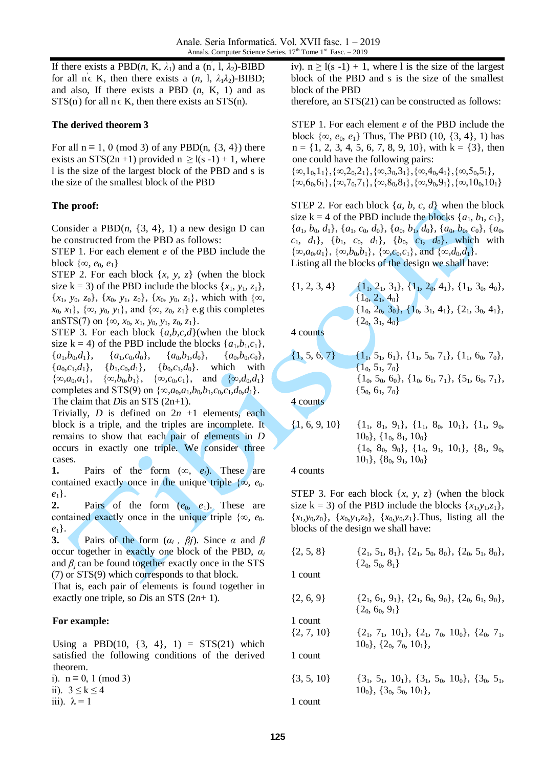If there exists a PBD($n$, K, $\lambda_1$) and a ($n'$, l, $\lambda_2$)-BIBD for all $n' \in$ K, then there exists a ($n$, l, $\lambda_1\lambda_2$)-BIBD; and also, If there exists a PBD ($n$, K, 1) and as STS($n'$) for all $n' \in$ K, then there exists an STS(n).

**The derived theorem 3**

For all $n \equiv 1, 0 \pmod 3$ of any PBD(n, {3, 4}) there exists an STS(2n +1) provided $n \geq l(s-1) + 1$, where l is the size of the largest block of the PBD and s is the size of the smallest block of the PBD

**The proof:**

Consider a PBD($n$, {3, 4}, 1) a new design D can be constructed from the PBD as follows:

STEP 1. For each element $e$ of the PBD include the block $\{\infty, e_0, e_1\}$

STEP 2. For each block $\{x, y, z\}$ (when the block size k = 3) of the PBD include the blocks $\{x_1, y_1, z_1\}$, $\{x_1, y_0, z_0\}$, $\{x_0, y_1, z_0\}$, $\{x_0, y_0, z_1\}$, which with $\{\infty, x_0, x_1\}$, $\{\infty, y_0, y_1\}$, and $\{\infty, z_0, z_1\}$ e.g this completes an STS(7) on $\{\infty, x_0, x_1, y_0, y_1, z_0, z_1\}$.

STEP 3. For each block $\{a,b,c,d\}$(when the block size k = 4) of the PBD include the blocks $\{a_1,b_1,c_1\}$, $\{a_1,b_0,d_1\}$, $\{a_1,c_0,d_0\}$, $\{a_0,b_1,d_0\}$, $\{a_0,b_0,c_0\}$, $\{a_0,c_1,d_1\}$, $\{b_1,c_0,d_1\}$, $\{b_0,c_1,d_0\}$. which with $\{\infty,a_0,a_1\}$, $\{\infty,b_0,b_1\}$, $\{\infty,c_0,c_1\}$, and $\{\infty,d_0,d_1\}$ completes and STS(9) on $\{\infty,a_0,a_1,b_0,b_1,c_0,c_1,d_0,d_1\}$.

The claim that $D$is an STS (2n+1).

Trivially, $D$ is defined on $2n+1$ elements, each block is a triple, and the triples are incomplete. It remains to show that each pair of elements in $D$ occurs in exactly one triple. We consider three cases.

**1.** Pairs of the form ($\infty$, $e_i$). These are contained exactly once in the unique triple $\{\infty, e_0, e_1\}$.

**2.** Pairs of the form ($e_0$, $e_1$). These are contained exactly once in the unique triple $\{\infty, e_0, e_1\}$.

**3.** Pairs of the form ($\alpha_i$, $\beta_j$). Since $\alpha$ and $\beta$ occur together in exactly one block of the PBD, $\alpha_i$ and $\beta_j$ can be found together exactly once in the STS (7) or STS(9) which corresponds to that block.

That is, each pair of elements is found together in exactly one triple, so $D$is an STS ($2n+1$).

**For example:**

Using a PBD(10, {3, 4}, 1) = STS(21) which satisfied the following conditions of the derived theorem.

i). $n \equiv 0, 1 \pmod 3$

ii). $3 \leq k \leq 4$

iii). $\lambda = 1$

iv). $n \geq l(s-1) + 1$, where l is the size of the largest block of the PBD and s is the size of the smallest block of the PBD

therefore, an STS(21) can be constructed as follows:

STEP 1. For each element $e$ of the PBD include the block $\{\infty, e_0, e_1\}$ Thus, The PBD (10, {3, 4}, 1) has n = {1, 2, 3, 4, 5, 6, 7, 8, 9, 10}, with k = {3}, then one could have the following pairs:

$\{\infty,1_0,1_1\}$, $\{\infty,2_0,2_1\}$, $\{\infty,3_0,3_1\}$, $\{\infty,4_0,4_1\}$, $\{\infty,5_0,5_1\}$, $\{\infty,6_0,6_1\}$, $\{\infty,7_0,7_1\}$, $\{\infty,8_0,8_1\}$, $\{\infty,9_0,9_1\}$, $\{\infty,10_0,10_1\}$

STEP 2. For each block $\{a, b, c, d\}$ when the block size k = 4 of the PBD include the blocks $\{a_1, b_1, c_1\}$, $\{a_1, b_0, d_1\}$, $\{a_1, c_0, d_0\}$, $\{a_0, b_1, d_0\}$, $\{a_0, b_0, c_0\}$, $\{a_0, c_1, d_1\}$, $\{b_1, c_0, d_1\}$, $\{b_0, c_1, d_0\}$. which with $\{\infty,a_0,a_1\}$, $\{\infty,b_0,b_1\}$, $\{\infty,c_0,c_1\}$, and $\{\infty,d_0,d_1\}$.

Listing all the blocks of the design we shall have:

{1, 2, 3, 4} $\{1_1, 2_1, 3_1\}$, $\{1_1, 2_0, 4_1\}$, $\{1_1, 3_0, 4_0\}$, $\{1_0, 2_1, 4_0\}$
$\{1_0, 2_0, 3_0\}$, $\{1_0, 3_1, 4_1\}$, $\{2_1, 3_0, 4_1\}$, $\{2_0, 3_1, 4_0\}$

4 counts

{1, 5, 6, 7} $\{1_1, 5_1, 6_1\}$, $\{1_1, 5_0, 7_1\}$, $\{1_1, 6_0, 7_0\}$, $\{1_0, 5_1, 7_0\}$
$\{1_0, 5_0, 6_0\}$, $\{1_0, 6_1, 7_1\}$, $\{5_1, 6_0, 7_1\}$, $\{5_0, 6_1, 7_0\}$

4 counts

{1, 6, 9, 10} $\{1_1, 8_1, 9_1\}$, $\{1_1, 8_0, 10_1\}$, $\{1_1, 9_0, 10_0\}$, $\{1_0, 8_1, 10_0\}$
$\{1_0, 8_0, 9_0\}$, $\{1_0, 9_1, 10_1\}$, $\{8_1, 9_0, 10_1\}$, $\{8_0, 9_1, 10_0\}$

4 counts

STEP 3. For each block $\{x, y, z\}$ (when the block size k = 3) of the PBD include the blocks $\{x_1,y_1,z_1\}$, $\{x_1,y_0,z_0\}$, $\{x_0,y_1,z_0\}$, $\{x_0,y_0,z_1\}$.Thus, listing all the blocks of the design we shall have:

{2, 5, 8} $\{2_1, 5_1, 8_1\}$, $\{2_1, 5_0, 8_0\}$, $\{2_0, 5_1, 8_0\}$, $\{2_0, 5_0, 8_1\}$

1 count

{2, 6, 9} $\{2_1, 6_1, 9_1\}$, $\{2_1, 6_0, 9_0\}$, $\{2_0, 6_1, 9_0\}$, $\{2_0, 6_0, 9_1\}$

1 count

{2, 7, 10} $\{2_1, 7_1, 10_1\}$, $\{2_1, 7_0, 10_0\}$, $\{2_0, 7_1, 10_0\}$, $\{2_0, 7_0, 10_1\}$,

1 count

{3, 5, 10} $\{3_1, 5_1, 10_1\}$, $\{3_1, 5_0, 10_0\}$, $\{3_0, 5_1, 10_0\}$, $\{3_0, 5_0, 10_1\}$,

1 count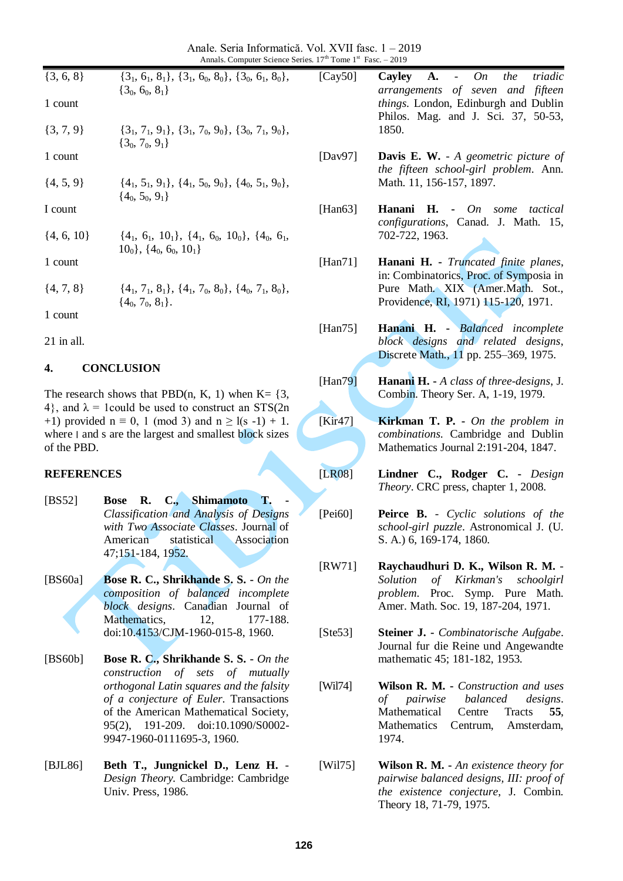| | |
|---|---|
| {3, 6, 8} | $\{3_1, 6_1, 8_1\}, \{3_1, 6_0, 8_0\}, \{3_0, 6_1, 8_0\}, \{3_0, 6_0, 8_1\}$ |
| 1 count | |
| {3, 7, 9} | $\{3_1, 7_1, 9_1\}, \{3_1, 7_0, 9_0\}, \{3_0, 7_1, 9_0\}, \{3_0, 7_0, 9_1\}$ |
| 1 count | |
| {4, 5, 9} | $\{4_1, 5_1, 9_1\}, \{4_1, 5_0, 9_0\}, \{4_0, 5_1, 9_0\}, \{4_0, 5_0, 9_1\}$ |
| I count | |
| {4, 6, 10} | $\{4_1, 6_1, 10_1\}, \{4_1, 6_0, 10_0\}, \{4_0, 6_1, 10_0\}, \{4_0, 6_0, 10_1\}$ |
| 1 count | |
| {4, 7, 8} | $\{4_1, 7_1, 8_1\}, \{4_1, 7_0, 8_0\}, \{4_0, 7_1, 8_0\}, \{4_0, 7_0, 8_1\}$. |
| 1 count | |

21 in all.

## 4. CONCLUSION

The research shows that PBD(n, K, 1) when K= {3, 4}, and λ = 1could be used to construct an STS(2n +1) provided n ≡ 0, 1 (mod 3) and n ≥ l(s -1) + 1. where l and s are the largest and smallest block sizes of the PBD.

## REFERENCES

[BS52] **Bose R. C., Shimamoto T.** - *Classification and Analysis of Designs with Two Associate Classes*. Journal of American statistical Association 47;151-184, 1952.

[BS60a] **Bose R. C., Shrikhande S. S.** - *On the composition of balanced incomplete block designs*. Canadian Journal of Mathematics, 12, 177-188. doi:10.4153/CJM-1960-015-8, 1960.

[BS60b] **Bose R. C., Shrikhande S. S.** - *On the construction of sets of mutually orthogonal Latin squares and the falsity of a conjecture of Euler*. Transactions of the American Mathematical Society, 95(2), 191-209. doi:10.1090/S0002-9947-1960-0111695-3, 1960.

[BJL86] **Beth T., Jungnickel D., Lenz H.** - *Design Theory.* Cambridge: Cambridge Univ. Press, 1986.

[Cay50] **Cayley A.** - *On the triadic arrangements of seven and fifteen things*. London, Edinburgh and Dublin Philos. Mag. and J. Sci. 37, 50-53, 1850.

[Dav97] **Davis E. W.** - *A geometric picture of the fifteen school-girl problem*. Ann. Math. 11, 156-157, 1897.

[Han63] **Hanani H.** - *On some tactical configurations*, Canad. J. Math. 15, 702-722, 1963.

[Han71] **Hanani H.** - *Truncated finite planes*, in: Combinatorics, Proc. of Symposia in Pure Math. XIX (Amer.Math. Sot., Providence, RI, 1971) 115-120, 1971.

[Han75] **Hanani H.** - *Balanced incomplete block designs and related designs*, Discrete Math., 11 pp. 255–369, 1975.

[Han79] **Hanani H.** - *A class of three-designs*, J. Combin. Theory Ser. A, 1-19, 1979.

[Kir47] **Kirkman T. P.** - *On the problem in combinations.* Cambridge and Dublin Mathematics Journal 2:191-204, 1847.

[LR08] **Lindner C., Rodger C.** - *Design Theory*. CRC press, chapter 1, 2008.

[Pei60] **Peirce B.** - *Cyclic solutions of the school-girl puzzle*. Astronomical J. (U. S. A.) 6, 169-174, 1860.

[RW71] **Raychaudhuri D. K., Wilson R. M.** - *Solution of Kirkman's schoolgirl problem*. Proc. Symp. Pure Math. Amer. Math. Soc. 19, 187-204, 1971.

[Ste53] **Steiner J.** - *Combinatorische Aufgabe*. Journal fur die Reine und Angewandte mathematic 45; 181-182, 1953.

[Wil74] **Wilson R. M.** - *Construction and uses of pairwise balanced designs*. Mathematical Centre Tracts **55**, Mathematics Centrum, Amsterdam, 1974.

[Wil75] **Wilson R. M.** - *An existence theory for pairwise balanced designs, III: proof of the existence conjecture*, J. Combin. Theory 18, 71-79, 1975.